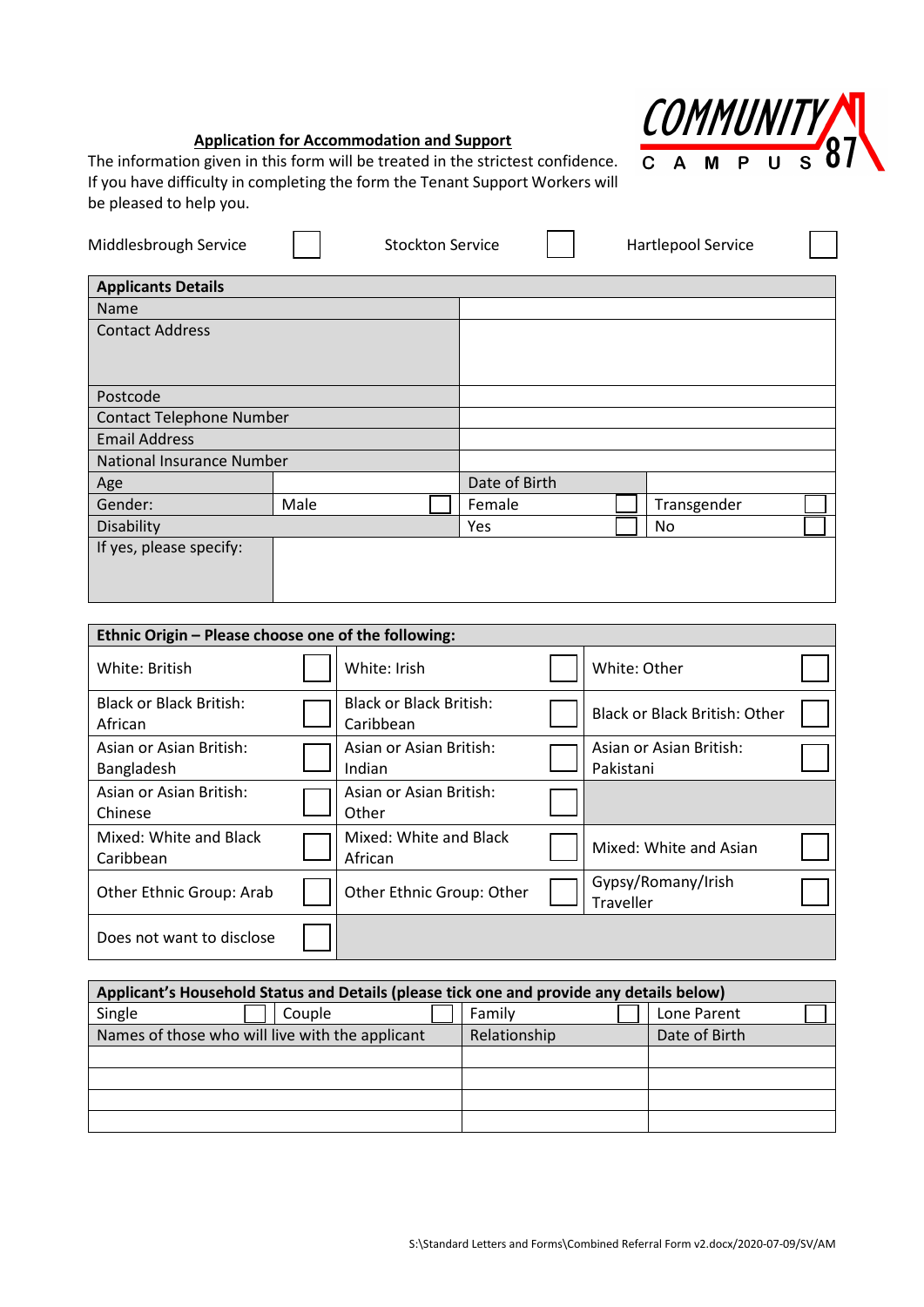**Application for Accommodation and Support**

The information given in this form will be treated in the strictest confidence. If you have difficulty in completing the form the Tenant Support Workers will be pleased to help you.

COMMUNITY CAMPUS 87

| Middlesbrough Service | ☐ | Stockton Service | ☐ | Hartlepool Service | ☐ |
|---|---|---|---|---|---|

| **Applicants Details** | | | | | |
|---|---|---|---|---|---|
| Name | | | | | |
| Contact Address | | | | | |
| Postcode | | | | | |
| Contact Telephone Number | | | | | |
| Email Address | | | | | |
| National Insurance Number | | | | | |
| Age | | Date of Birth | | | |
| Gender: | Male ☐ | Female ☐ | | Transgender ☐ | |
| Disability | | Yes ☐ | | No ☐ | |
| If yes, please specify: | | | | | |

| **Ethnic Origin – Please choose one of the following:** | | | | | |
|---|---|---|---|---|---|
| White: British | ☐ | White: Irish | ☐ | White: Other | ☐ |
| Black or Black British: African | ☐ | Black or Black British: Caribbean | ☐ | Black or Black British: Other | ☐ |
| Asian or Asian British: Bangladesh | ☐ | Asian or Asian British: Indian | ☐ | Asian or Asian British: Pakistani | ☐ |
| Asian or Asian British: Chinese | ☐ | Asian or Asian British: Other | ☐ | | |
| Mixed: White and Black Caribbean | ☐ | Mixed: White and Black African | ☐ | Mixed: White and Asian | ☐ |
| Other Ethnic Group: Arab | ☐ | Other Ethnic Group: Other | ☐ | Gypsy/Romany/Irish Traveller | ☐ |
| Does not want to disclose | ☐ | | | | |

| **Applicant's Household Status and Details (please tick one and provide any details below)** | | | |
|---|---|---|---|
| Single ☐ | Couple ☐ | Family ☐ | Lone Parent ☐ |
| Names of those who will live with the applicant | | Relationship | Date of Birth |
| | | | |
| | | | |
| | | | |
| | | | |

S:\Standard Letters and Forms\Combined Referral Form v2.docx/2020-07-09/SV/AM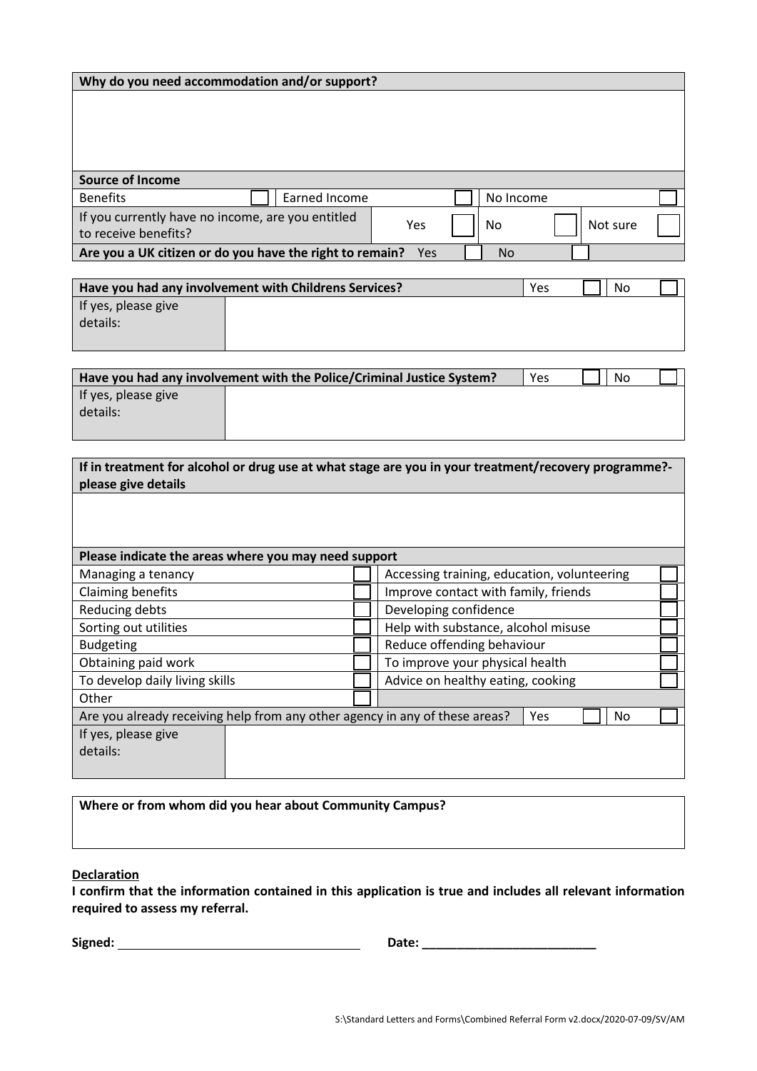| Why do you need accommodation and/or support? | | | | | |
|---|---|---|---|---|---|
| | | | | | |

| Source of Income | | | | | |
|---|---|---|---|---|---|
| Benefits | ☐ | Earned Income | ☐ | No Income | ☐ |
| If you currently have no income, are you entitled to receive benefits? | Yes ☐ | No ☐ | Not sure ☐ | | |
| **Are you a UK citizen or do you have the right to remain?** | Yes ☐ | No ☐ | | | |

| Have you had any involvement with Childrens Services? | Yes ☐ | No ☐ |
|---|---|---|
| If yes, please give details: | | |

| Have you had any involvement with the Police/Criminal Justice System? | Yes ☐ | No ☐ |
|---|---|---|
| If yes, please give details: | | |

| If in treatment for alcohol or drug use at what stage are you in your treatment/recovery programme?- please give details |
|---|
| |

| Please indicate the areas where you may need support | | | |
|---|---|---|---|
| Managing a tenancy | ☐ | Accessing training, education, volunteering | ☐ |
| Claiming benefits | ☐ | Improve contact with family, friends | ☐ |
| Reducing debts | ☐ | Developing confidence | ☐ |
| Sorting out utilities | ☐ | Help with substance, alcohol misuse | ☐ |
| Budgeting | ☐ | Reduce offending behaviour | ☐ |
| Obtaining paid work | ☐ | To improve your physical health | ☐ |
| To develop daily living skills | ☐ | Advice on healthy eating, cooking | ☐ |
| Other | ☐ | | |
| Are you already receiving help from any other agency in any of these areas? | | Yes ☐ | No ☐ |
| If yes, please give details: | | | |

| Where or from whom did you hear about Community Campus? |
|---|
| |

**Declaration**

**I confirm that the information contained in this application is true and includes all relevant information required to assess my referral.**

**Signed:** ____________________________________ **Date:** _________________________

S:\Standard Letters and Forms\Combined Referral Form v2.docx/2020-07-09/SV/AM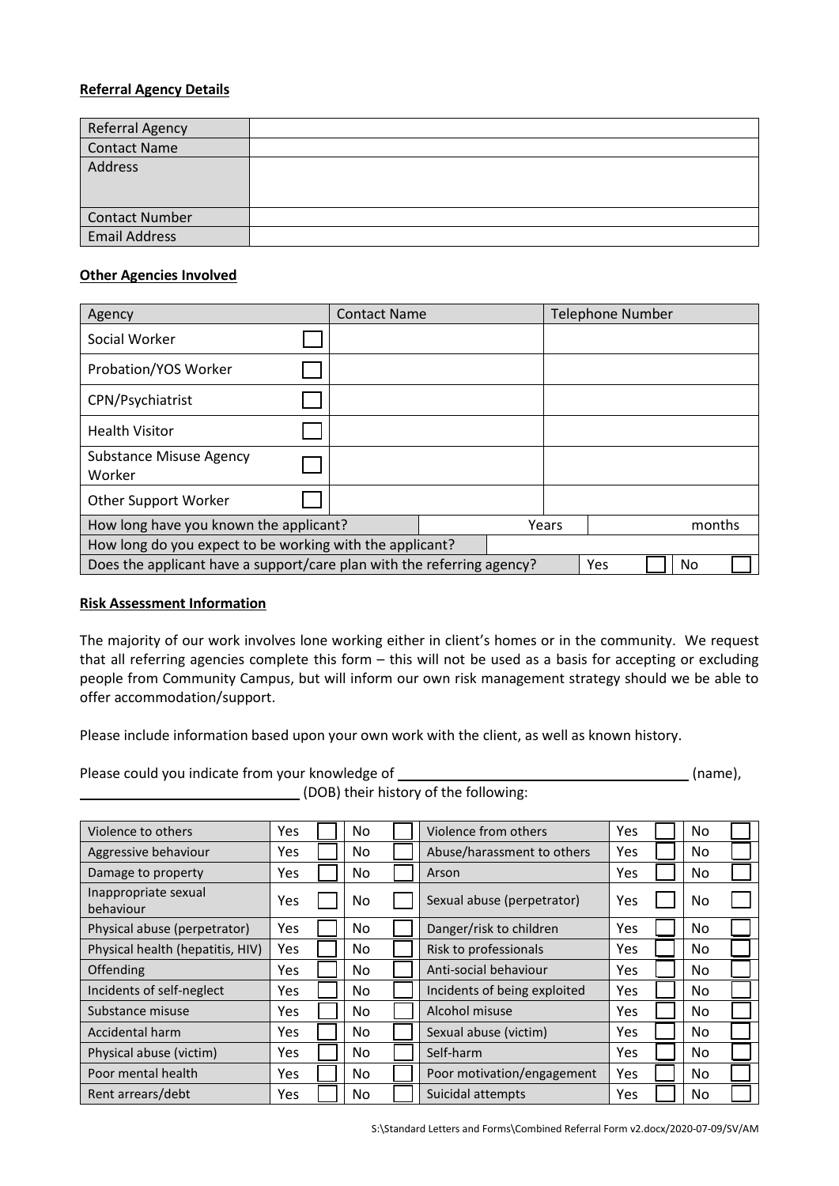**Referral Agency Details**

| Referral Agency | |
|---|---|
| Contact Name | |
| Address | |
| Contact Number | |
| Email Address | |

**Other Agencies Involved**

| Agency | | Contact Name | Telephone Number |
|---|---|---|---|
| Social Worker | ☐ | | |
| Probation/YOS Worker | ☐ | | |
| CPN/Psychiatrist | ☐ | | |
| Health Visitor | ☐ | | |
| Substance Misuse Agency Worker | ☐ | | |
| Other Support Worker | ☐ | | |
| How long have you known the applicant? | | Years | months |
| How long do you expect to be working with the applicant? | | | |
| Does the applicant have a support/care plan with the referring agency? | | | Yes ☐ No ☐ |

**Risk Assessment Information**

The majority of our work involves lone working either in client's homes or in the community. We request that all referring agencies complete this form – this will not be used as a basis for accepting or excluding people from Community Campus, but will inform our own risk management strategy should we be able to offer accommodation/support.

Please include information based upon your own work with the client, as well as known history.

Please could you indicate from your knowledge of ______________________________ (name), ______________________ (DOB) their history of the following:

| | | | | | | | | | |
|---|---|---|---|---|---|---|---|---|---|
| Violence to others | Yes | ☐ | No | ☐ | Violence from others | Yes | ☐ | No | ☐ |
| Aggressive behaviour | Yes | ☐ | No | ☐ | Abuse/harassment to others | Yes | ☐ | No | ☐ |
| Damage to property | Yes | ☐ | No | ☐ | Arson | Yes | ☐ | No | ☐ |
| Inappropriate sexual behaviour | Yes | ☐ | No | ☐ | Sexual abuse (perpetrator) | Yes | ☐ | No | ☐ |
| Physical abuse (perpetrator) | Yes | ☐ | No | ☐ | Danger/risk to children | Yes | ☐ | No | ☐ |
| Physical health (hepatitis, HIV) | Yes | ☐ | No | ☐ | Risk to professionals | Yes | ☐ | No | ☐ |
| Offending | Yes | ☐ | No | ☐ | Anti-social behaviour | Yes | ☐ | No | ☐ |
| Incidents of self-neglect | Yes | ☐ | No | ☐ | Incidents of being exploited | Yes | ☐ | No | ☐ |
| Substance misuse | Yes | ☐ | No | ☐ | Alcohol misuse | Yes | ☐ | No | ☐ |
| Accidental harm | Yes | ☐ | No | ☐ | Sexual abuse (victim) | Yes | ☐ | No | ☐ |
| Physical abuse (victim) | Yes | ☐ | No | ☐ | Self-harm | Yes | ☐ | No | ☐ |
| Poor mental health | Yes | ☐ | No | ☐ | Poor motivation/engagement | Yes | ☐ | No | ☐ |
| Rent arrears/debt | Yes | ☐ | No | ☐ | Suicidal attempts | Yes | ☐ | No | ☐ |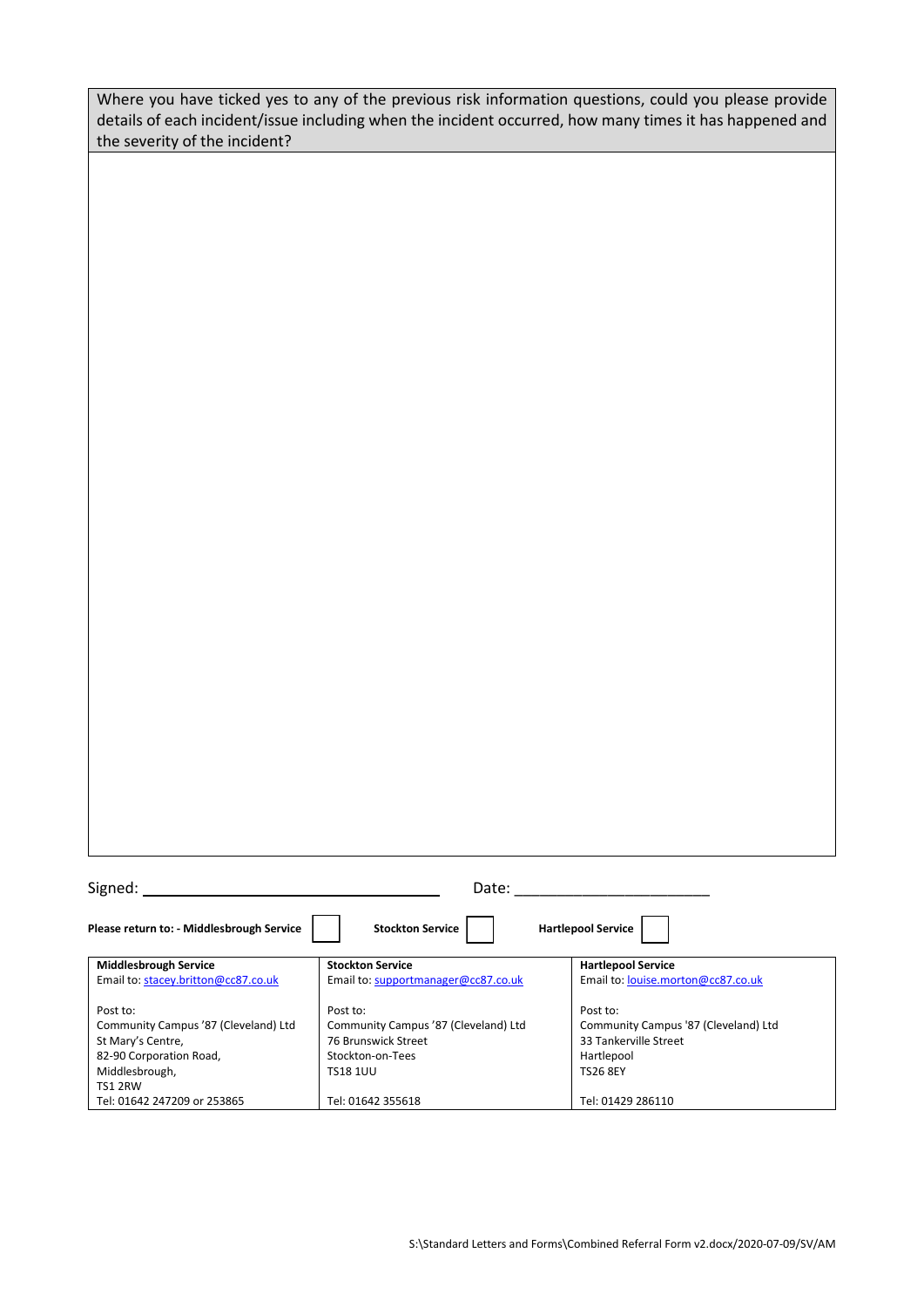| Where you have ticked yes to any of the previous risk information questions, could you please provide details of each incident/issue including when the incident occurred, how many times it has happened and the severity of the incident? |
| --- |
| |

Signed: ______________________________ Date: ______________________

**Please return to: - Middlesbrough Service** ☐ **Stockton Service** ☐ **Hartlepool Service** ☐

| **Middlesbrough Service** | **Stockton Service** | **Hartlepool Service** |
| --- | --- | --- |
| Email to: stacey.britton@cc87.co.uk | Email to: supportmanager@cc87.co.uk | Email to: louise.morton@cc87.co.uk |
| Post to:<br>Community Campus '87 (Cleveland) Ltd<br>St Mary's Centre,<br>82-90 Corporation Road,<br>Middlesbrough,<br>TS1 2RW | Post to:<br>Community Campus '87 (Cleveland) Ltd<br>76 Brunswick Street<br>Stockton-on-Tees<br>TS18 1UU | Post to:<br>Community Campus '87 (Cleveland) Ltd<br>33 Tankerville Street<br>Hartlepool<br>TS26 8EY |
| Tel: 01642 247209 or 253865 | Tel: 01642 355618 | Tel: 01429 286110 |

S:\Standard Letters and Forms\Combined Referral Form v2.docx/2020-07-09/SV/AM